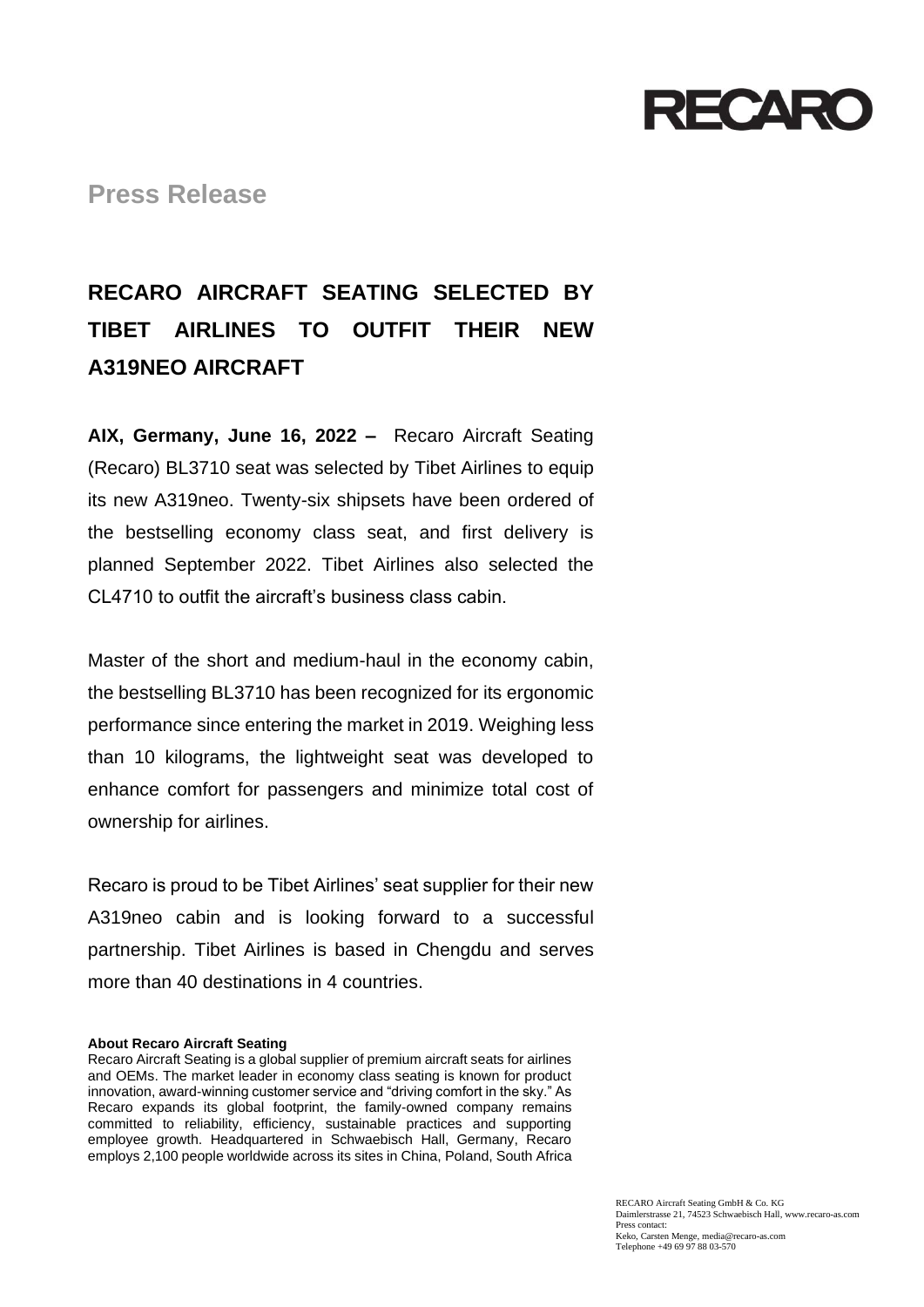RECARO

# Press Release

## RECARO AIRCRAFT SEATING SELECTED BY TIBET AIRLINES TO OUTFIT THEIR NEW A319NEO AIRCRAFT

**AIX, Germany, June 16, 2022 –** Recaro Aircraft Seating (Recaro) BL3710 seat was selected by Tibet Airlines to equip its new A319neo. Twenty-six shipsets have been ordered of the bestselling economy class seat, and first delivery is planned September 2022. Tibet Airlines also selected the CL4710 to outfit the aircraft's business class cabin.

Master of the short and medium-haul in the economy cabin, the bestselling BL3710 has been recognized for its ergonomic performance since entering the market in 2019. Weighing less than 10 kilograms, the lightweight seat was developed to enhance comfort for passengers and minimize total cost of ownership for airlines.

Recaro is proud to be Tibet Airlines' seat supplier for their new A319neo cabin and is looking forward to a successful partnership. Tibet Airlines is based in Chengdu and serves more than 40 destinations in 4 countries.

**About Recaro Aircraft Seating**

Recaro Aircraft Seating is a global supplier of premium aircraft seats for airlines and OEMs. The market leader in economy class seating is known for product innovation, award-winning customer service and "driving comfort in the sky." As Recaro expands its global footprint, the family-owned company remains committed to reliability, efficiency, sustainable practices and supporting employee growth. Headquartered in Schwaebisch Hall, Germany, Recaro employs 2,100 people worldwide across its sites in China, Poland, South Africa

RECARO Aircraft Seating GmbH & Co. KG
Daimlerstrasse 21, 74523 Schwaebisch Hall, www.recaro-as.com
Press contact:
Keko, Carsten Menge, media@recaro-as.com
Telephone +49 69 97 88 03-570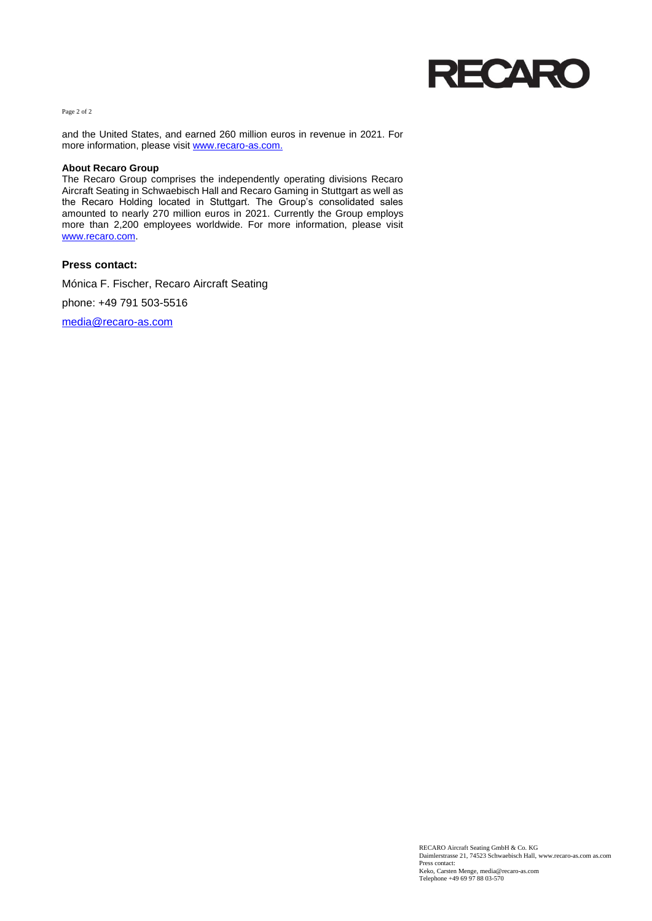and the United States, and earned 260 million euros in revenue in 2021. For more information, please visit [www.recaro-as.com.](http://www.recaro-as.com)

**About Recaro Group**

The Recaro Group comprises the independently operating divisions Recaro Aircraft Seating in Schwaebisch Hall and Recaro Gaming in Stuttgart as well as the Recaro Holding located in Stuttgart. The Group's consolidated sales amounted to nearly 270 million euros in 2021. Currently the Group employs more than 2,200 employees worldwide. For more information, please visit [www.recaro.com](http://www.recaro.com).

**Press contact:**

Mónica F. Fischer, Recaro Aircraft Seating

phone: +49 791 503-5516

[media@recaro-as.com](mailto:media@recaro-as.com)

RECARO Aircraft Seating GmbH & Co. KG
Daimlerstrasse 21, 74523 Schwaebisch Hall, www.recaro-as.com as.com
Press contact:
Keko, Carsten Menge, media@recaro-as.com
Telephone +49 69 97 88 03-570